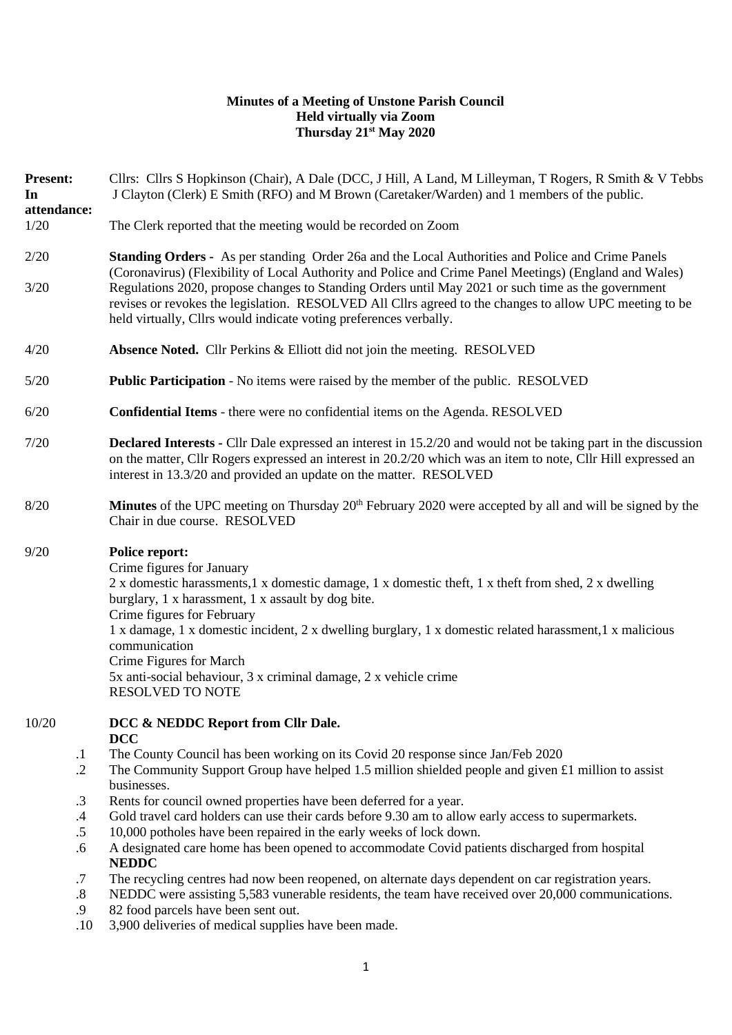**Minutes of a Meeting of Unstone Parish Council**
**Held virtually via Zoom**
**Thursday 21st May 2020**

**Present:** Cllrs: Cllrs S Hopkinson (Chair), A Dale (DCC, J Hill, A Land, M Lilleyman, T Rogers, R Smith & V Tebbs

**In attendance:** J Clayton (Clerk) E Smith (RFO) and M Brown (Caretaker/Warden) and 1 members of the public.

1/20 The Clerk reported that the meeting would be recorded on Zoom

2/20 **Standing Orders -** As per standing Order 26a and the Local Authorities and Police and Crime Panels (Coronavirus) (Flexibility of Local Authority and Police and Crime Panel Meetings) (England and Wales)

3/20 Regulations 2020, propose changes to Standing Orders until May 2021 or such time as the government revises or revokes the legislation. RESOLVED All Cllrs agreed to the changes to allow UPC meeting to be held virtually, Cllrs would indicate voting preferences verbally.

4/20 **Absence Noted.** Cllr Perkins & Elliott did not join the meeting. RESOLVED

5/20 **Public Participation** - No items were raised by the member of the public. RESOLVED

6/20 **Confidential Items** - there were no confidential items on the Agenda. RESOLVED

7/20 **Declared Interests -** Cllr Dale expressed an interest in 15.2/20 and would not be taking part in the discussion on the matter, Cllr Rogers expressed an interest in 20.2/20 which was an item to note, Cllr Hill expressed an interest in 13.3/20 and provided an update on the matter. RESOLVED

8/20 **Minutes** of the UPC meeting on Thursday 20th February 2020 were accepted by all and will be signed by the Chair in due course. RESOLVED

9/20 **Police report:**

Crime figures for January

2 x domestic harassments,1 x domestic damage, 1 x domestic theft, 1 x theft from shed, 2 x dwelling burglary, 1 x harassment, 1 x assault by dog bite.

Crime figures for February

1 x damage, 1 x domestic incident, 2 x dwelling burglary, 1 x domestic related harassment,1 x malicious communication

Crime Figures for March

5x anti-social behaviour, 3 x criminal damage, 2 x vehicle crime

RESOLVED TO NOTE

10/20 **DCC & NEDDC Report from Cllr Dale.**

**DCC**

.1 The County Council has been working on its Covid 20 response since Jan/Feb 2020

.2 The Community Support Group have helped 1.5 million shielded people and given £1 million to assist businesses.

.3 Rents for council owned properties have been deferred for a year.

.4 Gold travel card holders can use their cards before 9.30 am to allow early access to supermarkets.

.5 10,000 potholes have been repaired in the early weeks of lock down.

.6 A designated care home has been opened to accommodate Covid patients discharged from hospital

**NEDDC**

.7 The recycling centres had now been reopened, on alternate days dependent on car registration years.

.8 NEDDC were assisting 5,583 vunerable residents, the team have received over 20,000 communications.

.9 82 food parcels have been sent out.

.10 3,900 deliveries of medical supplies have been made.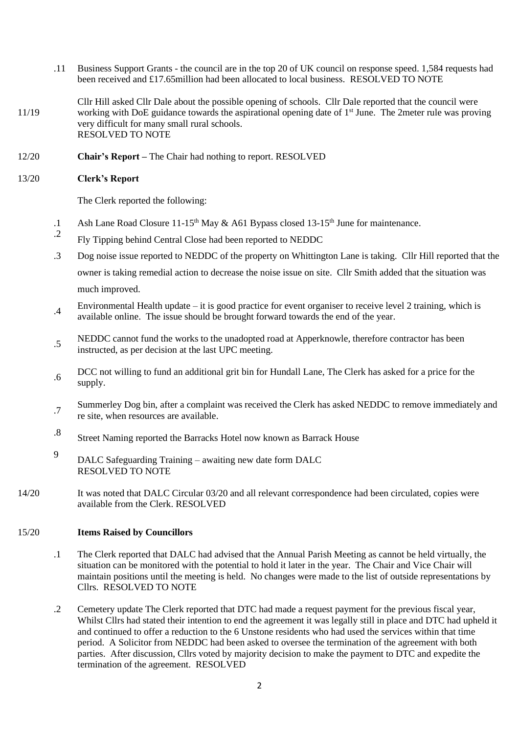.11 Business Support Grants - the council are in the top 20 of UK council on response speed. 1,584 requests had been received and £17.65million had been allocated to local business. RESOLVED TO NOTE

11/19 Cllr Hill asked Cllr Dale about the possible opening of schools. Cllr Dale reported that the council were working with DoE guidance towards the aspirational opening date of 1st June. The 2meter rule was proving very difficult for many small rural schools.
RESOLVED TO NOTE

12/20 **Chair's Report –** The Chair had nothing to report. RESOLVED

13/20 **Clerk's Report**

The Clerk reported the following:

.1 Ash Lane Road Closure 11-15th May & A61 Bypass closed 13-15th June for maintenance.

.2 Fly Tipping behind Central Close had been reported to NEDDC

.3 Dog noise issue reported to NEDDC of the property on Whittington Lane is taking. Cllr Hill reported that the owner is taking remedial action to decrease the noise issue on site. Cllr Smith added that the situation was much improved.

.4 Environmental Health update – it is good practice for event organiser to receive level 2 training, which is available online. The issue should be brought forward towards the end of the year.

.5 NEDDC cannot fund the works to the unadopted road at Apperknowle, therefore contractor has been instructed, as per decision at the last UPC meeting.

.6 DCC not willing to fund an additional grit bin for Hundall Lane, The Clerk has asked for a price for the supply.

.7 Summerley Dog bin, after a complaint was received the Clerk has asked NEDDC to remove immediately and re site, when resources are available.

.8 Street Naming reported the Barracks Hotel now known as Barrack House

9 DALC Safeguarding Training – awaiting new date form DALC
RESOLVED TO NOTE

14/20 It was noted that DALC Circular 03/20 and all relevant correspondence had been circulated, copies were available from the Clerk. RESOLVED

15/20 **Items Raised by Councillors**

.1 The Clerk reported that DALC had advised that the Annual Parish Meeting as cannot be held virtually, the situation can be monitored with the potential to hold it later in the year. The Chair and Vice Chair will maintain positions until the meeting is held. No changes were made to the list of outside representations by Cllrs. RESOLVED TO NOTE

.2 Cemetery update The Clerk reported that DTC had made a request payment for the previous fiscal year, Whilst Cllrs had stated their intention to end the agreement it was legally still in place and DTC had upheld it and continued to offer a reduction to the 6 Unstone residents who had used the services within that time period. A Solicitor from NEDDC had been asked to oversee the termination of the agreement with both parties. After discussion, Cllrs voted by majority decision to make the payment to DTC and expedite the termination of the agreement. RESOLVED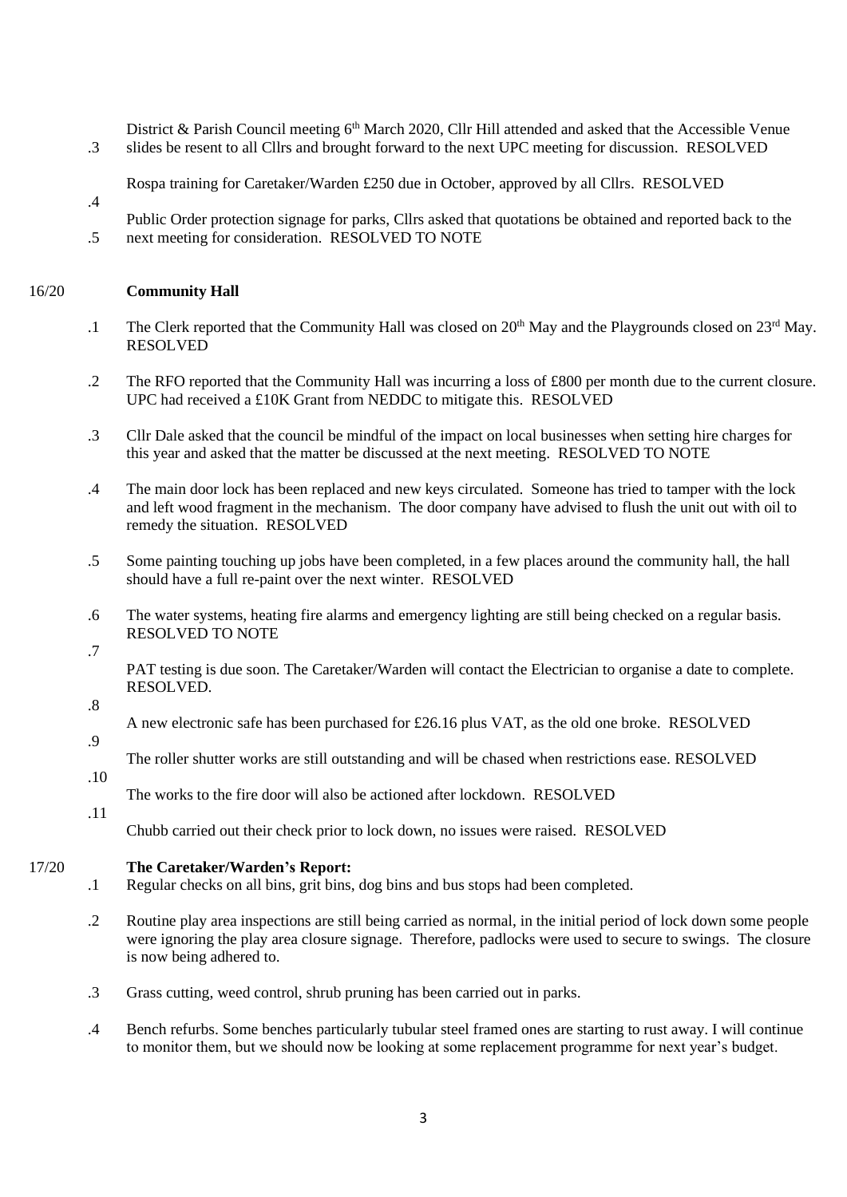.3 District & Parish Council meeting 6th March 2020, Cllr Hill attended and asked that the Accessible Venue slides be resent to all Cllrs and brought forward to the next UPC meeting for discussion. RESOLVED

.4 Rospa training for Caretaker/Warden £250 due in October, approved by all Cllrs. RESOLVED

.5 Public Order protection signage for parks, Cllrs asked that quotations be obtained and reported back to the next meeting for consideration. RESOLVED TO NOTE

16/20 **Community Hall**

.1 The Clerk reported that the Community Hall was closed on 20th May and the Playgrounds closed on 23rd May. RESOLVED

.2 The RFO reported that the Community Hall was incurring a loss of £800 per month due to the current closure. UPC had received a £10K Grant from NEDDC to mitigate this. RESOLVED

.3 Cllr Dale asked that the council be mindful of the impact on local businesses when setting hire charges for this year and asked that the matter be discussed at the next meeting. RESOLVED TO NOTE

.4 The main door lock has been replaced and new keys circulated. Someone has tried to tamper with the lock and left wood fragment in the mechanism. The door company have advised to flush the unit out with oil to remedy the situation. RESOLVED

.5 Some painting touching up jobs have been completed, in a few places around the community hall, the hall should have a full re-paint over the next winter. RESOLVED

.6 The water systems, heating fire alarms and emergency lighting are still being checked on a regular basis. RESOLVED TO NOTE

.7 PAT testing is due soon. The Caretaker/Warden will contact the Electrician to organise a date to complete. RESOLVED.

.8 A new electronic safe has been purchased for £26.16 plus VAT, as the old one broke. RESOLVED

.9 The roller shutter works are still outstanding and will be chased when restrictions ease. RESOLVED

.10 The works to the fire door will also be actioned after lockdown. RESOLVED

.11 Chubb carried out their check prior to lock down, no issues were raised. RESOLVED

17/20 **The Caretaker/Warden's Report:**

.1 Regular checks on all bins, grit bins, dog bins and bus stops had been completed.

.2 Routine play area inspections are still being carried as normal, in the initial period of lock down some people were ignoring the play area closure signage. Therefore, padlocks were used to secure to swings. The closure is now being adhered to.

.3 Grass cutting, weed control, shrub pruning has been carried out in parks.

.4 Bench refurbs. Some benches particularly tubular steel framed ones are starting to rust away. I will continue to monitor them, but we should now be looking at some replacement programme for next year's budget.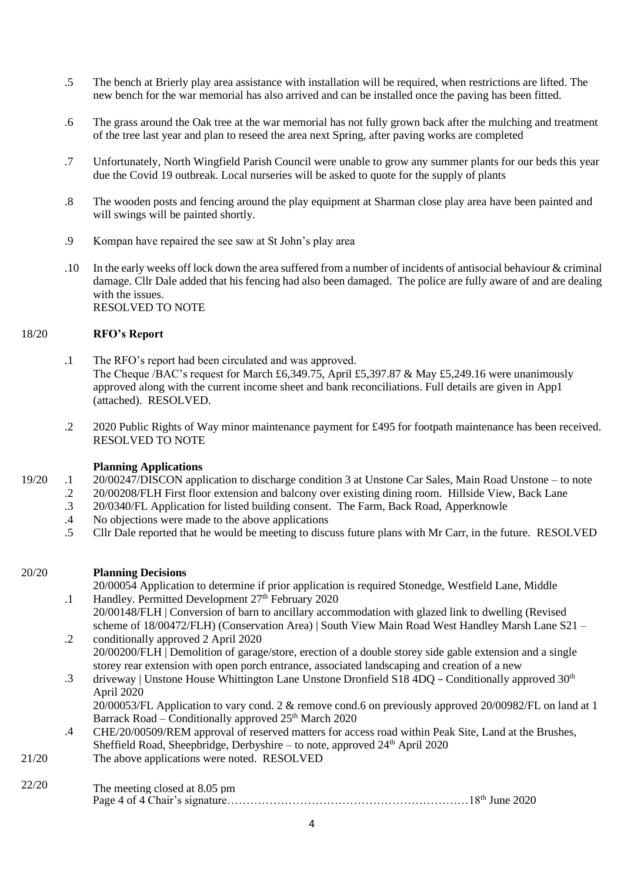.5 The bench at Brierly play area assistance with installation will be required, when restrictions are lifted. The new bench for the war memorial has also arrived and can be installed once the paving has been fitted.

.6 The grass around the Oak tree at the war memorial has not fully grown back after the mulching and treatment of the tree last year and plan to reseed the area next Spring, after paving works are completed

.7 Unfortunately, North Wingfield Parish Council were unable to grow any summer plants for our beds this year due the Covid 19 outbreak. Local nurseries will be asked to quote for the supply of plants

.8 The wooden posts and fencing around the play equipment at Sharman close play area have been painted and will swings will be painted shortly.

.9 Kompan have repaired the see saw at St John's play area

.10 In the early weeks off lock down the area suffered from a number of incidents of antisocial behaviour & criminal damage. Cllr Dale added that his fencing had also been damaged. The police are fully aware of and are dealing with the issues.
RESOLVED TO NOTE

18/20 **RFO's Report**

.1 The RFO's report had been circulated and was approved.
The Cheque /BAC's request for March £6,349.75, April £5,397.87 & May £5,249.16 were unanimously approved along with the current income sheet and bank reconciliations. Full details are given in App1 (attached). RESOLVED.

.2 2020 Public Rights of Way minor maintenance payment for £495 for footpath maintenance has been received. RESOLVED TO NOTE

**Planning Applications**

19/20 .1 20/00247/DISCON application to discharge condition 3 at Unstone Car Sales, Main Road Unstone – to note
.2 20/00208/FLH First floor extension and balcony over existing dining room. Hillside View, Back Lane
.3 20/0340/FL Application for listed building consent. The Farm, Back Road, Apperknowle
.4 No objections were made to the above applications
.5 Cllr Dale reported that he would be meeting to discuss future plans with Mr Carr, in the future. RESOLVED

20/20 **Planning Decisions**

.1 20/00054 Application to determine if prior application is required Stonedge, Westfield Lane, Middle Handley. Permitted Development 27th February 2020

.2 20/00148/FLH | Conversion of barn to ancillary accommodation with glazed link to dwelling (Revised scheme of 18/00472/FLH) (Conservation Area) | South View Main Road West Handley Marsh Lane S21 – conditionally approved 2 April 2020

.3 20/00200/FLH | Demolition of garage/store, erection of a double storey side gable extension and a single storey rear extension with open porch entrance, associated landscaping and creation of a new driveway | Unstone House Whittington Lane Unstone Dronfield S18 4DQ – Conditionally approved 30th April 2020
20/00053/FL Application to vary cond. 2 & remove cond.6 on previously approved 20/00982/FL on land at 1 Barrack Road – Conditionally approved 25th March 2020

.4 CHE/20/00509/REM approval of reserved matters for access road within Peak Site, Land at the Brushes, Sheffield Road, Sheepbridge, Derbyshire – to note, approved 24th April 2020

21/20 The above applications were noted. RESOLVED

22/20 The meeting closed at 8.05 pm
Page 4 of 4 Chair's signature………………………………………………………18th June 2020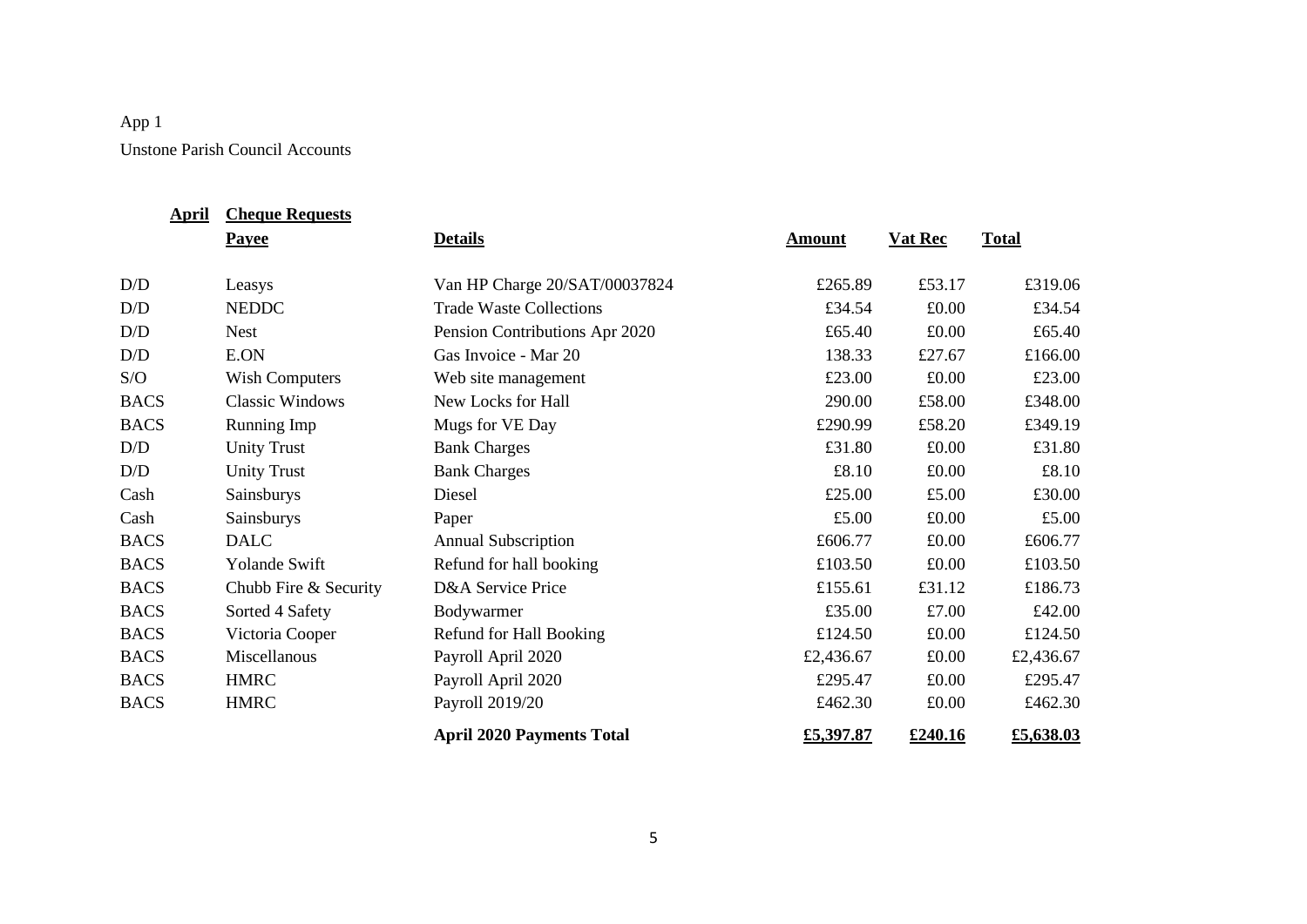App 1

Unstone Parish Council Accounts

| April | Cheque Requests | | | | |
|---|---|---|---|---|---|
| | **Payee** | **Details** | **Amount** | **Vat Rec** | **Total** |
| D/D | Leasys | Van HP Charge 20/SAT/00037824 | £265.89 | £53.17 | £319.06 |
| D/D | NEDDC | Trade Waste Collections | £34.54 | £0.00 | £34.54 |
| D/D | Nest | Pension Contributions Apr 2020 | £65.40 | £0.00 | £65.40 |
| D/D | E.ON | Gas Invoice - Mar 20 | 138.33 | £27.67 | £166.00 |
| S/O | Wish Computers | Web site management | £23.00 | £0.00 | £23.00 |
| BACS | Classic Windows | New Locks for Hall | 290.00 | £58.00 | £348.00 |
| BACS | Running Imp | Mugs for VE Day | £290.99 | £58.20 | £349.19 |
| D/D | Unity Trust | Bank Charges | £31.80 | £0.00 | £31.80 |
| D/D | Unity Trust | Bank Charges | £8.10 | £0.00 | £8.10 |
| Cash | Sainsburys | Diesel | £25.00 | £5.00 | £30.00 |
| Cash | Sainsburys | Paper | £5.00 | £0.00 | £5.00 |
| BACS | DALC | Annual Subscription | £606.77 | £0.00 | £606.77 |
| BACS | Yolande Swift | Refund for hall booking | £103.50 | £0.00 | £103.50 |
| BACS | Chubb Fire & Security | D&A Service Price | £155.61 | £31.12 | £186.73 |
| BACS | Sorted 4 Safety | Bodywarmer | £35.00 | £7.00 | £42.00 |
| BACS | Victoria Cooper | Refund for Hall Booking | £124.50 | £0.00 | £124.50 |
| BACS | Miscellanous | Payroll April 2020 | £2,436.67 | £0.00 | £2,436.67 |
| BACS | HMRC | Payroll April 2020 | £295.47 | £0.00 | £295.47 |
| BACS | HMRC | Payroll 2019/20 | £462.30 | £0.00 | £462.30 |
| | | **April 2020 Payments Total** | **£5,397.87** | **£240.16** | **£5,638.03** |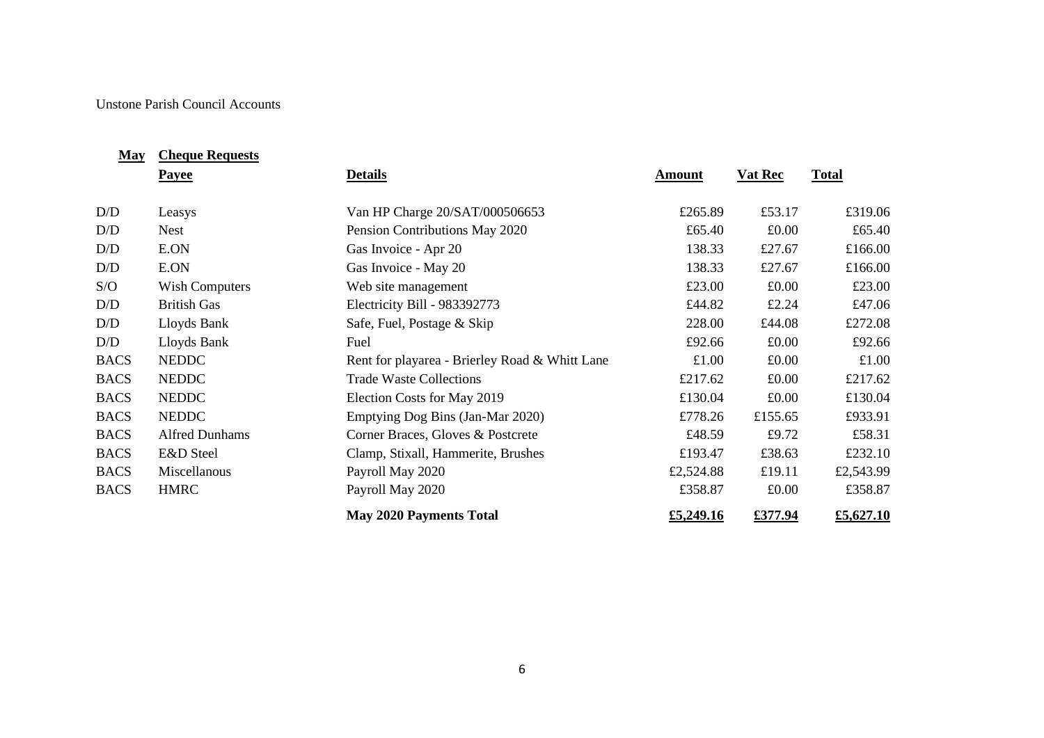Unstone Parish Council Accounts

| **May** | **Cheque Requests** | | | | |
|---|---|---|---|---|---|
| | **Payee** | **Details** | **Amount** | **Vat Rec** | **Total** |
| D/D | Leasys | Van HP Charge 20/SAT/000506653 | £265.89 | £53.17 | £319.06 |
| D/D | Nest | Pension Contributions May 2020 | £65.40 | £0.00 | £65.40 |
| D/D | E.ON | Gas Invoice - Apr 20 | 138.33 | £27.67 | £166.00 |
| D/D | E.ON | Gas Invoice - May 20 | 138.33 | £27.67 | £166.00 |
| S/O | Wish Computers | Web site management | £23.00 | £0.00 | £23.00 |
| D/D | British Gas | Electricity Bill - 983392773 | £44.82 | £2.24 | £47.06 |
| D/D | Lloyds Bank | Safe, Fuel, Postage & Skip | 228.00 | £44.08 | £272.08 |
| D/D | Lloyds Bank | Fuel | £92.66 | £0.00 | £92.66 |
| BACS | NEDDC | Rent for playarea - Brierley Road & Whitt Lane | £1.00 | £0.00 | £1.00 |
| BACS | NEDDC | Trade Waste Collections | £217.62 | £0.00 | £217.62 |
| BACS | NEDDC | Election Costs for May 2019 | £130.04 | £0.00 | £130.04 |
| BACS | NEDDC | Emptying Dog Bins (Jan-Mar 2020) | £778.26 | £155.65 | £933.91 |
| BACS | Alfred Dunhams | Corner Braces, Gloves & Postcrete | £48.59 | £9.72 | £58.31 |
| BACS | E&D Steel | Clamp, Stixall, Hammerite, Brushes | £193.47 | £38.63 | £232.10 |
| BACS | Miscellanous | Payroll May 2020 | £2,524.88 | £19.11 | £2,543.99 |
| BACS | HMRC | Payroll May 2020 | £358.87 | £0.00 | £358.87 |
| | | **May 2020 Payments Total** | **£5,249.16** | **£377.94** | **£5,627.10** |